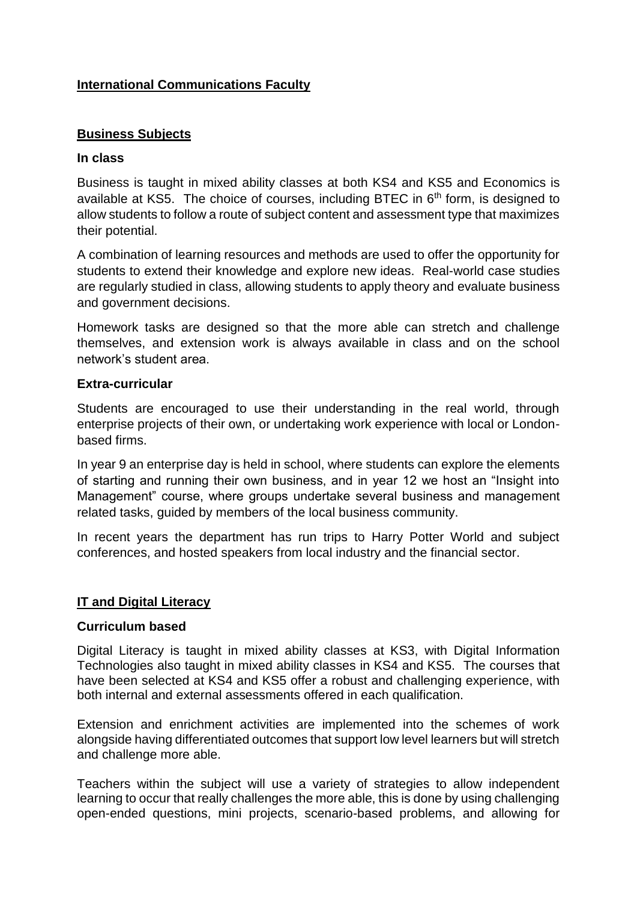## International Communications Faculty

### Business Subjects

#### In class

Business is taught in mixed ability classes at both KS4 and KS5 and Economics is available at KS5. The choice of courses, including BTEC in 6th form, is designed to allow students to follow a route of subject content and assessment type that maximizes their potential.

A combination of learning resources and methods are used to offer the opportunity for students to extend their knowledge and explore new ideas. Real-world case studies are regularly studied in class, allowing students to apply theory and evaluate business and government decisions.

Homework tasks are designed so that the more able can stretch and challenge themselves, and extension work is always available in class and on the school network's student area.

#### Extra-curricular

Students are encouraged to use their understanding in the real world, through enterprise projects of their own, or undertaking work experience with local or London-based firms.

In year 9 an enterprise day is held in school, where students can explore the elements of starting and running their own business, and in year 12 we host an "Insight into Management" course, where groups undertake several business and management related tasks, guided by members of the local business community.

In recent years the department has run trips to Harry Potter World and subject conferences, and hosted speakers from local industry and the financial sector.

### IT and Digital Literacy

#### Curriculum based

Digital Literacy is taught in mixed ability classes at KS3, with Digital Information Technologies also taught in mixed ability classes in KS4 and KS5. The courses that have been selected at KS4 and KS5 offer a robust and challenging experience, with both internal and external assessments offered in each qualification.

Extension and enrichment activities are implemented into the schemes of work alongside having differentiated outcomes that support low level learners but will stretch and challenge more able.

Teachers within the subject will use a variety of strategies to allow independent learning to occur that really challenges the more able, this is done by using challenging open-ended questions, mini projects, scenario-based problems, and allowing for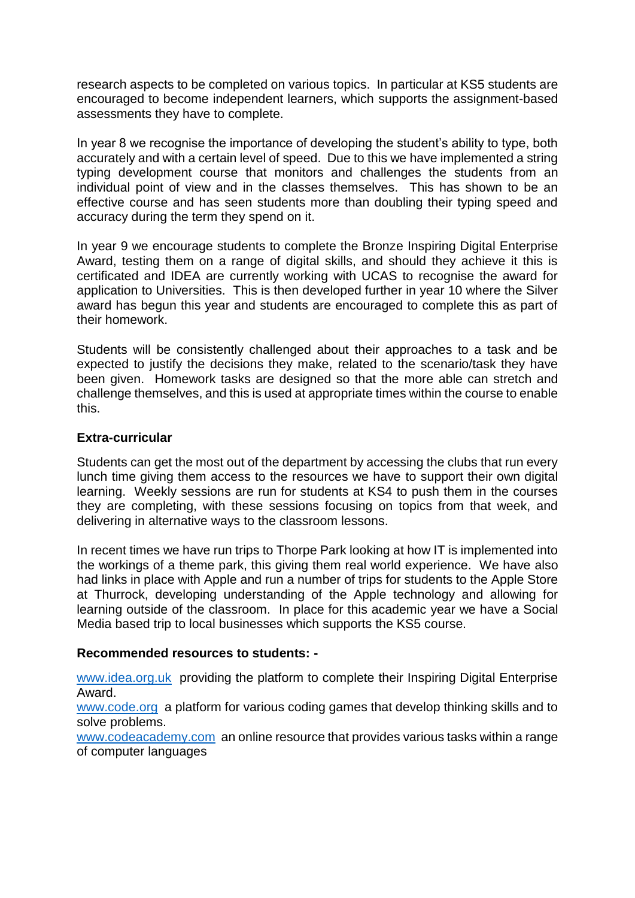research aspects to be completed on various topics. In particular at KS5 students are encouraged to become independent learners, which supports the assignment-based assessments they have to complete.

In year 8 we recognise the importance of developing the student's ability to type, both accurately and with a certain level of speed. Due to this we have implemented a string typing development course that monitors and challenges the students from an individual point of view and in the classes themselves. This has shown to be an effective course and has seen students more than doubling their typing speed and accuracy during the term they spend on it.

In year 9 we encourage students to complete the Bronze Inspiring Digital Enterprise Award, testing them on a range of digital skills, and should they achieve it this is certificated and IDEA are currently working with UCAS to recognise the award for application to Universities. This is then developed further in year 10 where the Silver award has begun this year and students are encouraged to complete this as part of their homework.

Students will be consistently challenged about their approaches to a task and be expected to justify the decisions they make, related to the scenario/task they have been given. Homework tasks are designed so that the more able can stretch and challenge themselves, and this is used at appropriate times within the course to enable this.

**Extra-curricular**

Students can get the most out of the department by accessing the clubs that run every lunch time giving them access to the resources we have to support their own digital learning. Weekly sessions are run for students at KS4 to push them in the courses they are completing, with these sessions focusing on topics from that week, and delivering in alternative ways to the classroom lessons.

In recent times we have run trips to Thorpe Park looking at how IT is implemented into the workings of a theme park, this giving them real world experience. We have also had links in place with Apple and run a number of trips for students to the Apple Store at Thurrock, developing understanding of the Apple technology and allowing for learning outside of the classroom. In place for this academic year we have a Social Media based trip to local businesses which supports the KS5 course.

**Recommended resources to students: -**

www.idea.org.uk providing the platform to complete their Inspiring Digital Enterprise Award.
www.code.org a platform for various coding games that develop thinking skills and to solve problems.
www.codeacademy.com an online resource that provides various tasks within a range of computer languages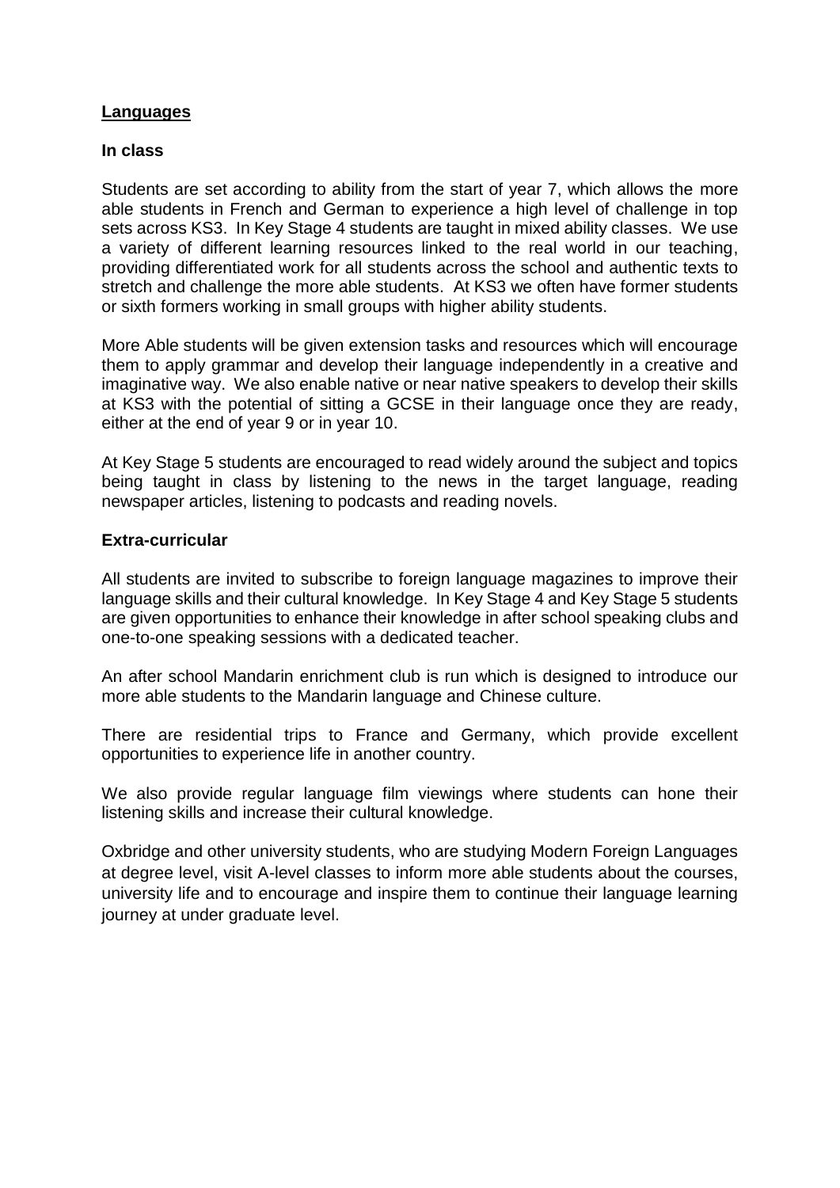## Languages

### In class

Students are set according to ability from the start of year 7, which allows the more able students in French and German to experience a high level of challenge in top sets across KS3. In Key Stage 4 students are taught in mixed ability classes. We use a variety of different learning resources linked to the real world in our teaching, providing differentiated work for all students across the school and authentic texts to stretch and challenge the more able students. At KS3 we often have former students or sixth formers working in small groups with higher ability students.

More Able students will be given extension tasks and resources which will encourage them to apply grammar and develop their language independently in a creative and imaginative way. We also enable native or near native speakers to develop their skills at KS3 with the potential of sitting a GCSE in their language once they are ready, either at the end of year 9 or in year 10.

At Key Stage 5 students are encouraged to read widely around the subject and topics being taught in class by listening to the news in the target language, reading newspaper articles, listening to podcasts and reading novels.

### Extra-curricular

All students are invited to subscribe to foreign language magazines to improve their language skills and their cultural knowledge. In Key Stage 4 and Key Stage 5 students are given opportunities to enhance their knowledge in after school speaking clubs and one-to-one speaking sessions with a dedicated teacher.

An after school Mandarin enrichment club is run which is designed to introduce our more able students to the Mandarin language and Chinese culture.

There are residential trips to France and Germany, which provide excellent opportunities to experience life in another country.

We also provide regular language film viewings where students can hone their listening skills and increase their cultural knowledge.

Oxbridge and other university students, who are studying Modern Foreign Languages at degree level, visit A-level classes to inform more able students about the courses, university life and to encourage and inspire them to continue their language learning journey at under graduate level.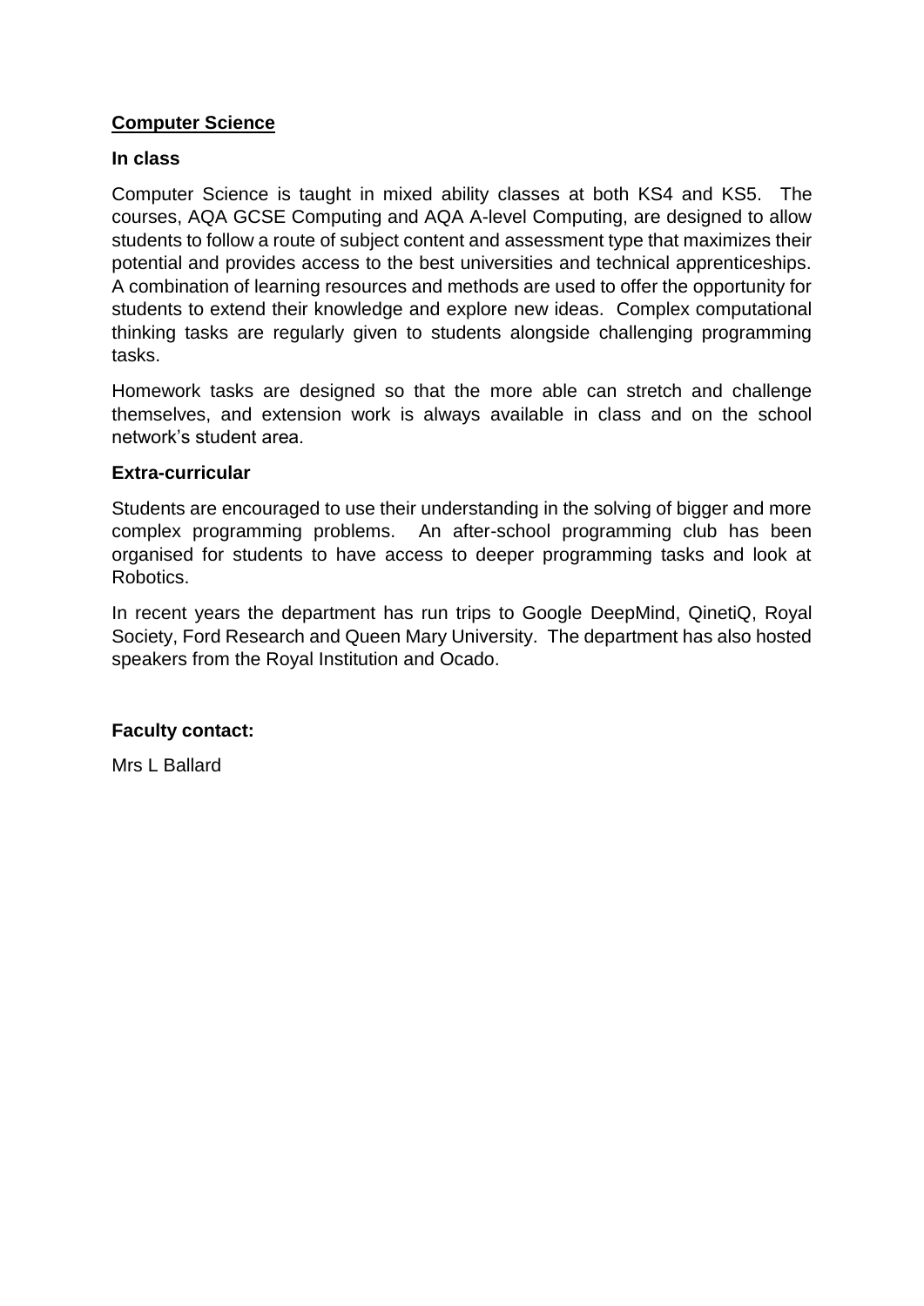## Computer Science

### In class

Computer Science is taught in mixed ability classes at both KS4 and KS5. The courses, AQA GCSE Computing and AQA A-level Computing, are designed to allow students to follow a route of subject content and assessment type that maximizes their potential and provides access to the best universities and technical apprenticeships. A combination of learning resources and methods are used to offer the opportunity for students to extend their knowledge and explore new ideas. Complex computational thinking tasks are regularly given to students alongside challenging programming tasks.

Homework tasks are designed so that the more able can stretch and challenge themselves, and extension work is always available in class and on the school network's student area.

### Extra-curricular

Students are encouraged to use their understanding in the solving of bigger and more complex programming problems. An after-school programming club has been organised for students to have access to deeper programming tasks and look at Robotics.

In recent years the department has run trips to Google DeepMind, QinetiQ, Royal Society, Ford Research and Queen Mary University. The department has also hosted speakers from the Royal Institution and Ocado.

**Faculty contact:**

Mrs L Ballard